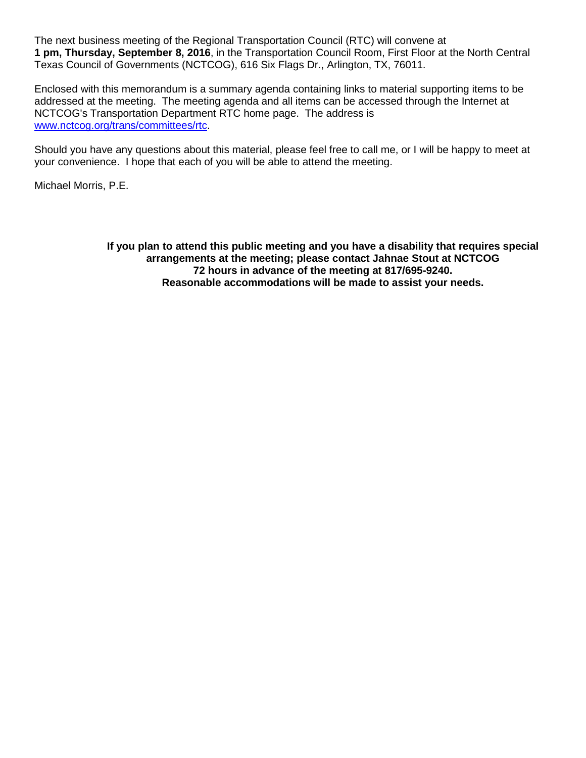The next business meeting of the Regional Transportation Council (RTC) will convene at **1 pm, Thursday, September 8, 2016**, in the Transportation Council Room, First Floor at the North Central Texas Council of Governments (NCTCOG), 616 Six Flags Dr., Arlington, TX, 76011.

Enclosed with this memorandum is a summary agenda containing links to material supporting items to be addressed at the meeting. The meeting agenda and all items can be accessed through the Internet at NCTCOG's Transportation Department RTC home page. The address is [www.nctcog.org/trans/committees/rtc](www.nctcog.org/trans/committees/rtc).

Should you have any questions about this material, please feel free to call me, or I will be happy to meet at your convenience. I hope that each of you will be able to attend the meeting.

Michael Morris, P.E.

**If you plan to attend this public meeting and you have a disability that requires special arrangements at the meeting; please contact Jahnae Stout at NCTCOG 72 hours in advance of the meeting at 817/695-9240. Reasonable accommodations will be made to assist your needs.**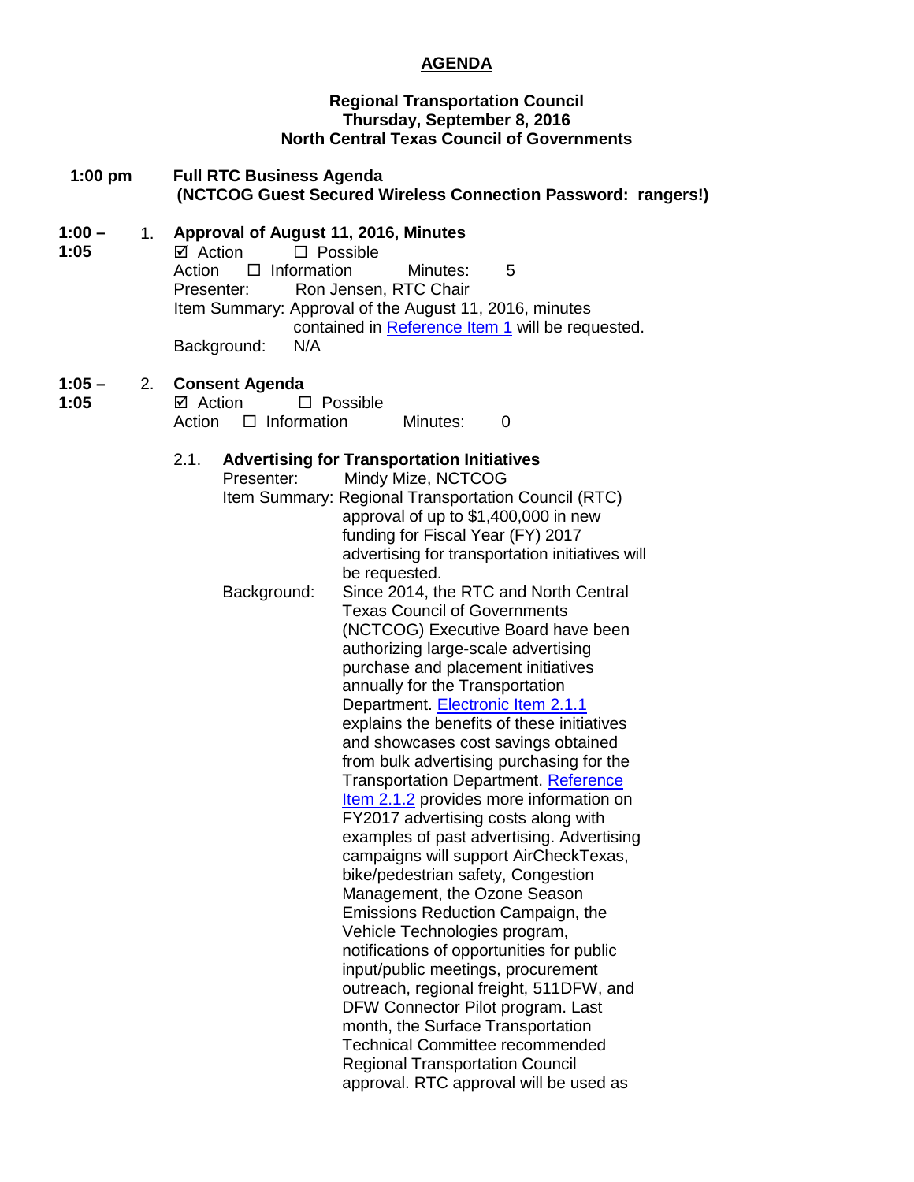**AGENDA**

**Regional Transportation Council**
**Thursday, September 8, 2016**
**North Central Texas Council of Governments**

**1:00 pm** **Full RTC Business Agenda**
**(NCTCOG Guest Secured Wireless Connection Password: rangers!)**

**1:00 – 1:05** 1. **Approval of August 11, 2016, Minutes**

☑ Action ☐ Possible Action ☐ Information Minutes: 5

Presenter: Ron Jensen, RTC Chair

Item Summary: Approval of the August 11, 2016, minutes contained in [Reference Item 1](#) will be requested.

Background: N/A

**1:05 – 1:05** 2. **Consent Agenda**

☑ Action ☐ Possible Action ☐ Information Minutes: 0

2.1. **Advertising for Transportation Initiatives**

Presenter: Mindy Mize, NCTCOG

Item Summary: Regional Transportation Council (RTC) approval of up to $1,400,000 in new funding for Fiscal Year (FY) 2017 advertising for transportation initiatives will be requested.

Background: Since 2014, the RTC and North Central Texas Council of Governments (NCTCOG) Executive Board have been authorizing large-scale advertising purchase and placement initiatives annually for the Transportation Department. [Electronic Item 2.1.1](#) explains the benefits of these initiatives and showcases cost savings obtained from bulk advertising purchasing for the Transportation Department. [Reference Item 2.1.2](#) provides more information on FY2017 advertising costs along with examples of past advertising. Advertising campaigns will support AirCheckTexas, bike/pedestrian safety, Congestion Management, the Ozone Season Emissions Reduction Campaign, the Vehicle Technologies program, notifications of opportunities for public input/public meetings, procurement outreach, regional freight, 511DFW, and DFW Connector Pilot program. Last month, the Surface Transportation Technical Committee recommended Regional Transportation Council approval. RTC approval will be used as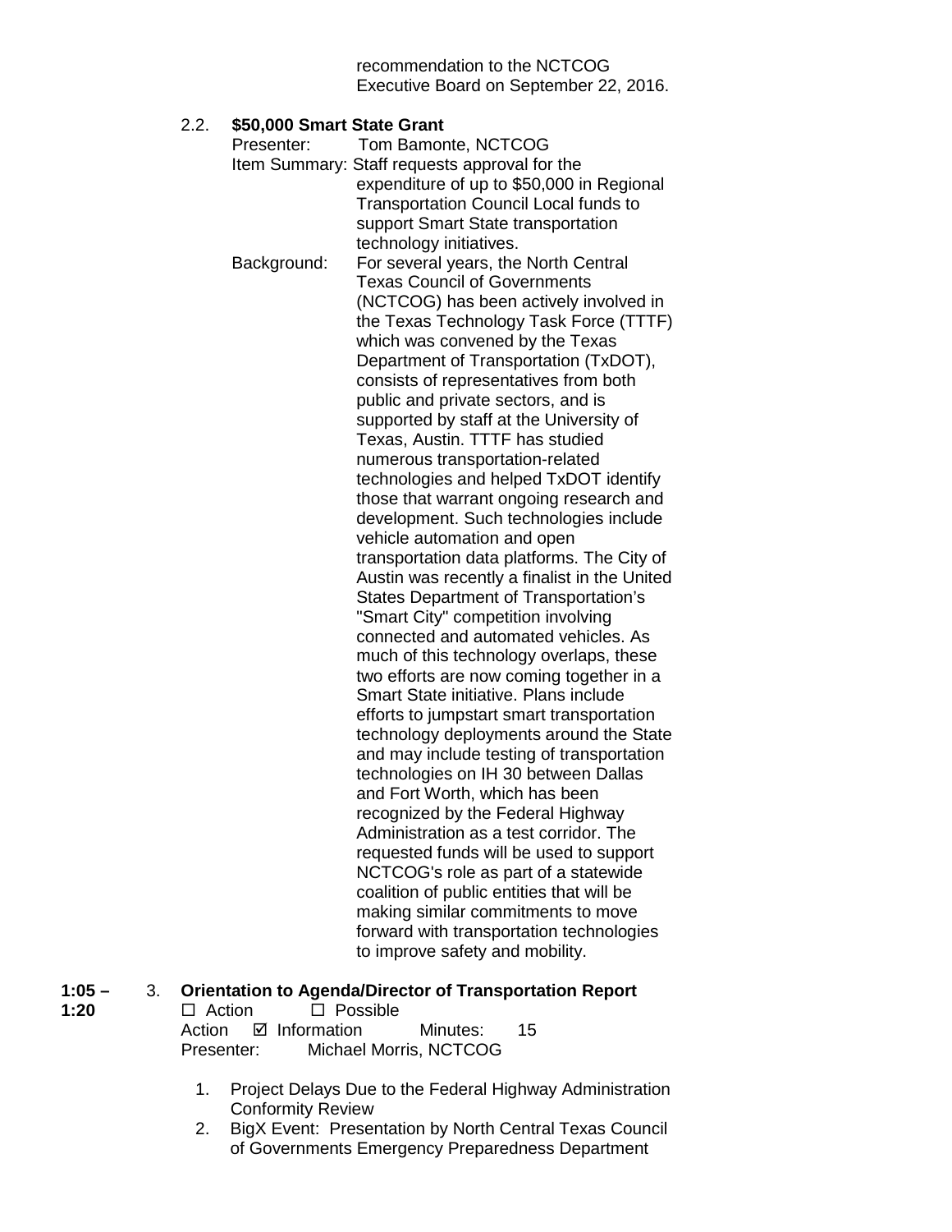recommendation to the NCTCOG Executive Board on September 22, 2016.

2.2. **$50,000 Smart State Grant**

Presenter: Tom Bamonte, NCTCOG

Item Summary: Staff requests approval for the expenditure of up to $50,000 in Regional Transportation Council Local funds to support Smart State transportation technology initiatives.

Background: For several years, the North Central Texas Council of Governments (NCTCOG) has been actively involved in the Texas Technology Task Force (TTTF) which was convened by the Texas Department of Transportation (TxDOT), consists of representatives from both public and private sectors, and is supported by staff at the University of Texas, Austin. TTTF has studied numerous transportation-related technologies and helped TxDOT identify those that warrant ongoing research and development. Such technologies include vehicle automation and open transportation data platforms. The City of Austin was recently a finalist in the United States Department of Transportation's "Smart City" competition involving connected and automated vehicles. As much of this technology overlaps, these two efforts are now coming together in a Smart State initiative. Plans include efforts to jumpstart smart transportation technology deployments around the State and may include testing of transportation technologies on IH 30 between Dallas and Fort Worth, which has been recognized by the Federal Highway Administration as a test corridor. The requested funds will be used to support NCTCOG's role as part of a statewide coalition of public entities that will be making similar commitments to move forward with transportation technologies to improve safety and mobility.

**1:05 – 1:20** 3. **Orientation to Agenda/Director of Transportation Report**

☐ Action ☐ Possible Action ☑ Information Minutes: 15

Presenter: Michael Morris, NCTCOG

1. Project Delays Due to the Federal Highway Administration Conformity Review
2. BigX Event: Presentation by North Central Texas Council of Governments Emergency Preparedness Department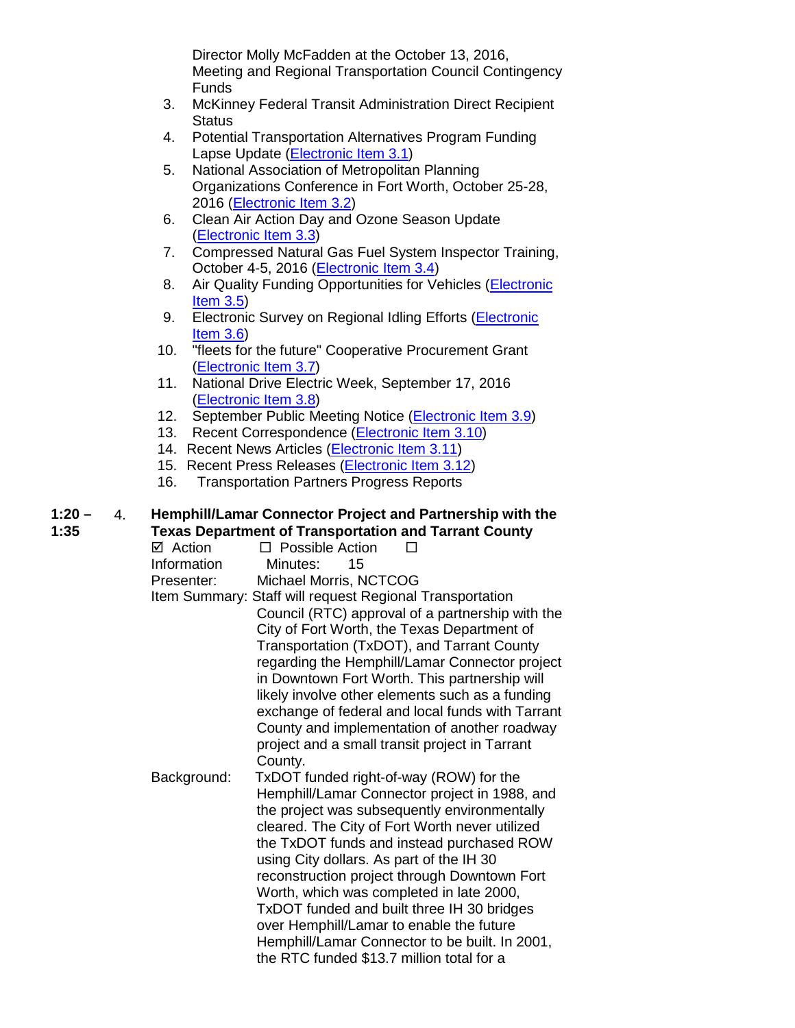Director Molly McFadden at the October 13, 2016, Meeting and Regional Transportation Council Contingency Funds

3. McKinney Federal Transit Administration Direct Recipient Status
4. Potential Transportation Alternatives Program Funding Lapse Update (Electronic Item 3.1)
5. National Association of Metropolitan Planning Organizations Conference in Fort Worth, October 25-28, 2016 (Electronic Item 3.2)
6. Clean Air Action Day and Ozone Season Update (Electronic Item 3.3)
7. Compressed Natural Gas Fuel System Inspector Training, October 4-5, 2016 (Electronic Item 3.4)
8. Air Quality Funding Opportunities for Vehicles (Electronic Item 3.5)
9. Electronic Survey on Regional Idling Efforts (Electronic Item 3.6)
10. "fleets for the future" Cooperative Procurement Grant (Electronic Item 3.7)
11. National Drive Electric Week, September 17, 2016 (Electronic Item 3.8)
12. September Public Meeting Notice (Electronic Item 3.9)
13. Recent Correspondence (Electronic Item 3.10)
14. Recent News Articles (Electronic Item 3.11)
15. Recent Press Releases (Electronic Item 3.12)
16. Transportation Partners Progress Reports

**1:20 – 1:35** 4. **Hemphill/Lamar Connector Project and Partnership with the Texas Department of Transportation and Tarrant County**

☑ Action ☐ Possible Action ☐ Information Minutes: 15

Presenter: Michael Morris, NCTCOG

Item Summary: Staff will request Regional Transportation Council (RTC) approval of a partnership with the City of Fort Worth, the Texas Department of Transportation (TxDOT), and Tarrant County regarding the Hemphill/Lamar Connector project in Downtown Fort Worth. This partnership will likely involve other elements such as a funding exchange of federal and local funds with Tarrant County and implementation of another roadway project and a small transit project in Tarrant County.

Background: TxDOT funded right-of-way (ROW) for the Hemphill/Lamar Connector project in 1988, and the project was subsequently environmentally cleared. The City of Fort Worth never utilized the TxDOT funds and instead purchased ROW using City dollars. As part of the IH 30 reconstruction project through Downtown Fort Worth, which was completed in late 2000, TxDOT funded and built three IH 30 bridges over Hemphill/Lamar to enable the future Hemphill/Lamar Connector to be built. In 2001, the RTC funded $13.7 million total for a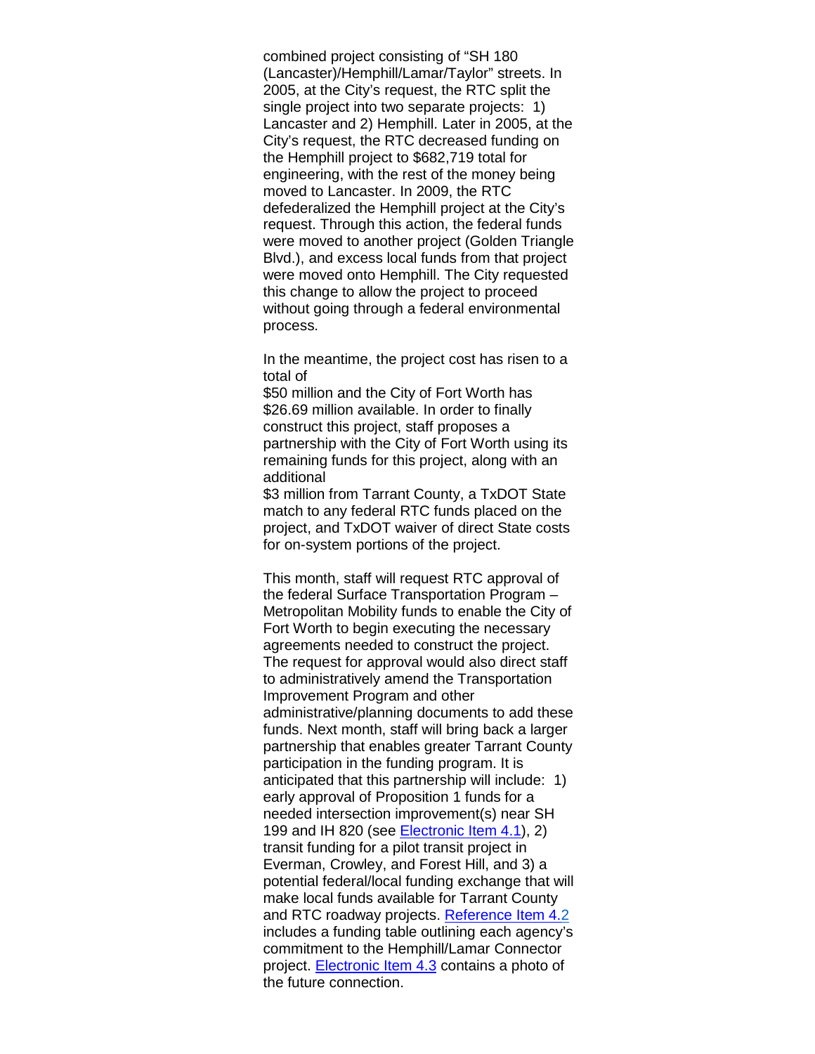combined project consisting of "SH 180 (Lancaster)/Hemphill/Lamar/Taylor" streets. In 2005, at the City's request, the RTC split the single project into two separate projects: 1) Lancaster and 2) Hemphill. Later in 2005, at the City's request, the RTC decreased funding on the Hemphill project to $682,719 total for engineering, with the rest of the money being moved to Lancaster. In 2009, the RTC defederalized the Hemphill project at the City's request. Through this action, the federal funds were moved to another project (Golden Triangle Blvd.), and excess local funds from that project were moved onto Hemphill. The City requested this change to allow the project to proceed without going through a federal environmental process.

In the meantime, the project cost has risen to a total of
$50 million and the City of Fort Worth has $26.69 million available. In order to finally construct this project, staff proposes a partnership with the City of Fort Worth using its remaining funds for this project, along with an additional
$3 million from Tarrant County, a TxDOT State match to any federal RTC funds placed on the project, and TxDOT waiver of direct State costs for on-system portions of the project.

This month, staff will request RTC approval of the federal Surface Transportation Program – Metropolitan Mobility funds to enable the City of Fort Worth to begin executing the necessary agreements needed to construct the project. The request for approval would also direct staff to administratively amend the Transportation Improvement Program and other administrative/planning documents to add these funds. Next month, staff will bring back a larger partnership that enables greater Tarrant County participation in the funding program. It is anticipated that this partnership will include: 1) early approval of Proposition 1 funds for a needed intersection improvement(s) near SH 199 and IH 820 (see Electronic Item 4.1), 2) transit funding for a pilot transit project in Everman, Crowley, and Forest Hill, and 3) a potential federal/local funding exchange that will make local funds available for Tarrant County and RTC roadway projects. Reference Item 4.2 includes a funding table outlining each agency's commitment to the Hemphill/Lamar Connector project. Electronic Item 4.3 contains a photo of the future connection.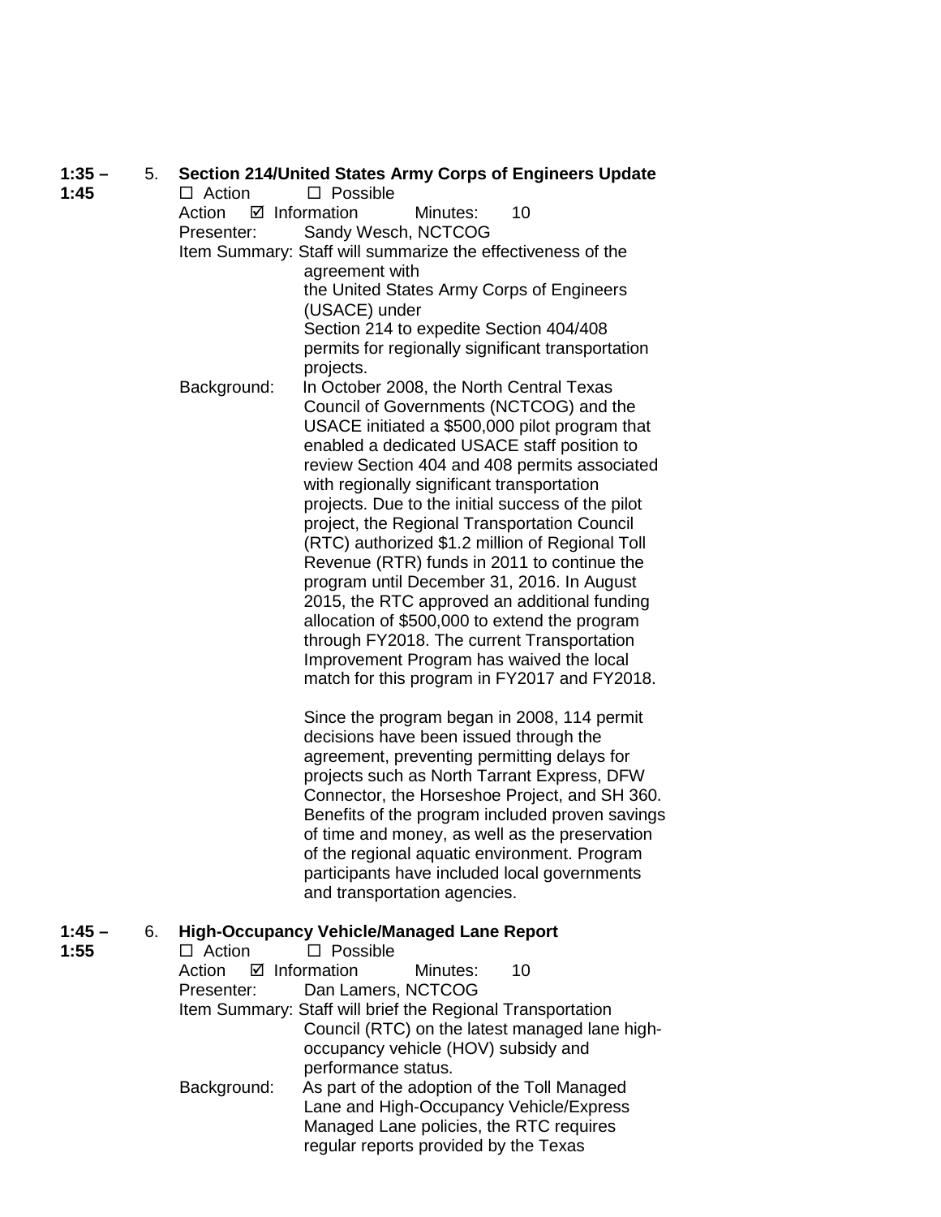**1:35 – 1:45** 5. **Section 214/United States Army Corps of Engineers Update**

☐ Action ☐ Possible Action ☑ Information Minutes: 10

Presenter: Sandy Wesch, NCTCOG

Item Summary: Staff will summarize the effectiveness of the agreement with the United States Army Corps of Engineers (USACE) under Section 214 to expedite Section 404/408 permits for regionally significant transportation projects.

Background: In October 2008, the North Central Texas Council of Governments (NCTCOG) and the USACE initiated a $500,000 pilot program that enabled a dedicated USACE staff position to review Section 404 and 408 permits associated with regionally significant transportation projects. Due to the initial success of the pilot project, the Regional Transportation Council (RTC) authorized $1.2 million of Regional Toll Revenue (RTR) funds in 2011 to continue the program until December 31, 2016. In August 2015, the RTC approved an additional funding allocation of $500,000 to extend the program through FY2018. The current Transportation Improvement Program has waived the local match for this program in FY2017 and FY2018.

Since the program began in 2008, 114 permit decisions have been issued through the agreement, preventing permitting delays for projects such as North Tarrant Express, DFW Connector, the Horseshoe Project, and SH 360. Benefits of the program included proven savings of time and money, as well as the preservation of the regional aquatic environment. Program participants have included local governments and transportation agencies.

**1:45 – 1:55** 6. **High-Occupancy Vehicle/Managed Lane Report**

☐ Action ☐ Possible Action ☑ Information Minutes: 10

Presenter: Dan Lamers, NCTCOG

Item Summary: Staff will brief the Regional Transportation Council (RTC) on the latest managed lane high-occupancy vehicle (HOV) subsidy and performance status.

Background: As part of the adoption of the Toll Managed Lane and High-Occupancy Vehicle/Express Managed Lane policies, the RTC requires regular reports provided by the Texas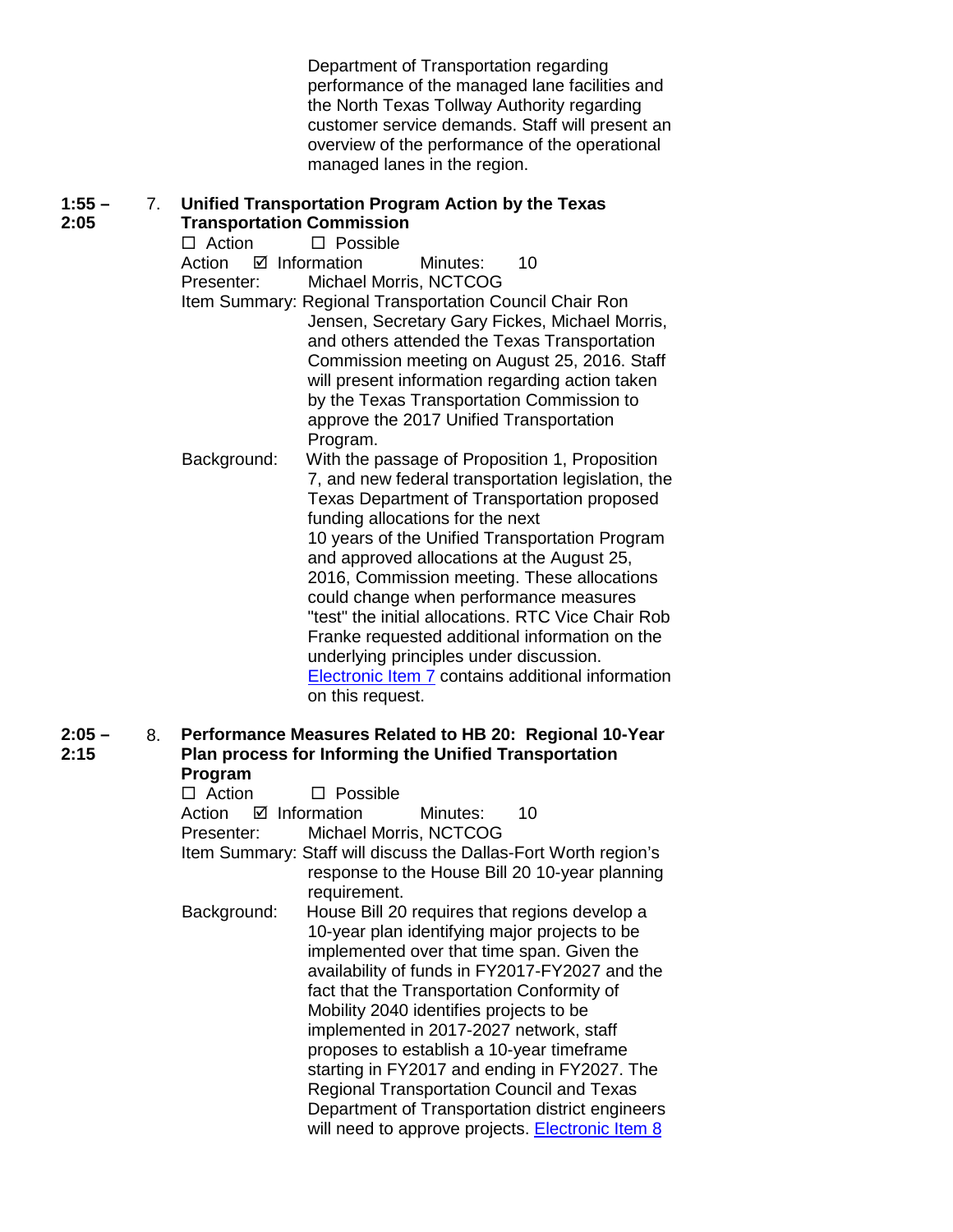Department of Transportation regarding performance of the managed lane facilities and the North Texas Tollway Authority regarding customer service demands. Staff will present an overview of the performance of the operational managed lanes in the region.

**1:55 – 2:05** 7. **Unified Transportation Program Action by the Texas Transportation Commission**

☐ Action ☐ Possible Action ☑ Information Minutes: 10

Presenter: Michael Morris, NCTCOG

Item Summary: Regional Transportation Council Chair Ron Jensen, Secretary Gary Fickes, Michael Morris, and others attended the Texas Transportation Commission meeting on August 25, 2016. Staff will present information regarding action taken by the Texas Transportation Commission to approve the 2017 Unified Transportation Program.

Background: With the passage of Proposition 1, Proposition 7, and new federal transportation legislation, the Texas Department of Transportation proposed funding allocations for the next 10 years of the Unified Transportation Program and approved allocations at the August 25, 2016, Commission meeting. These allocations could change when performance measures "test" the initial allocations. RTC Vice Chair Rob Franke requested additional information on the underlying principles under discussion. Electronic Item 7 contains additional information on this request.

**2:05 – 2:15** 8. **Performance Measures Related to HB 20: Regional 10-Year Plan process for Informing the Unified Transportation Program**

☐ Action ☐ Possible Action ☑ Information Minutes: 10

Presenter: Michael Morris, NCTCOG

Item Summary: Staff will discuss the Dallas-Fort Worth region's response to the House Bill 20 10-year planning requirement.

Background: House Bill 20 requires that regions develop a 10-year plan identifying major projects to be implemented over that time span. Given the availability of funds in FY2017-FY2027 and the fact that the Transportation Conformity of Mobility 2040 identifies projects to be implemented in 2017-2027 network, staff proposes to establish a 10-year timeframe starting in FY2017 and ending in FY2027. The Regional Transportation Council and Texas Department of Transportation district engineers will need to approve projects. Electronic Item 8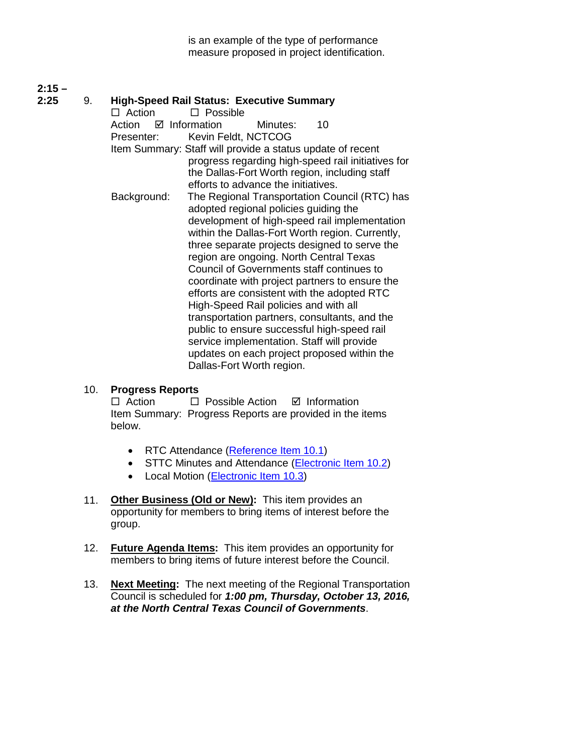is an example of the type of performance measure proposed in project identification.

**2:15 – 2:25**

9. **High-Speed Rail Status: Executive Summary**

☐ Action ☐ Possible Action ☑ Information Minutes: 10

Presenter: Kevin Feldt, NCTCOG

Item Summary: Staff will provide a status update of recent progress regarding high-speed rail initiatives for the Dallas-Fort Worth region, including staff efforts to advance the initiatives.

Background: The Regional Transportation Council (RTC) has adopted regional policies guiding the development of high-speed rail implementation within the Dallas-Fort Worth region. Currently, three separate projects designed to serve the region are ongoing. North Central Texas Council of Governments staff continues to coordinate with project partners to ensure the efforts are consistent with the adopted RTC High-Speed Rail policies and with all transportation partners, consultants, and the public to ensure successful high-speed rail service implementation. Staff will provide updates on each project proposed within the Dallas-Fort Worth region.

10. **Progress Reports**

☐ Action ☐ Possible Action ☑ Information

Item Summary: Progress Reports are provided in the items below.

- RTC Attendance (Reference Item 10.1)
- STTC Minutes and Attendance (Electronic Item 10.2)
- Local Motion (Electronic Item 10.3)

11. **Other Business (Old or New):** This item provides an opportunity for members to bring items of interest before the group.

12. **Future Agenda Items:** This item provides an opportunity for members to bring items of future interest before the Council.

13. **Next Meeting:** The next meeting of the Regional Transportation Council is scheduled for ***1:00 pm, Thursday, October 13, 2016, at the North Central Texas Council of Governments***.